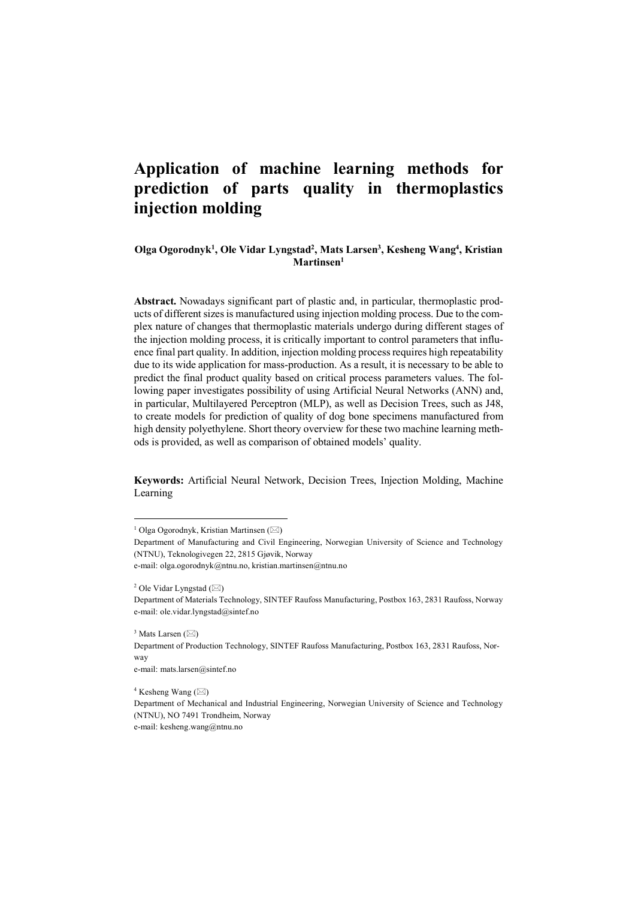# Application of machine learning methods for prediction of parts quality in thermoplastics injection molding

**Olga Ogorodnyk[1], Ole Vidar Lyngstad[2], Mats Larsen[3], Kesheng Wang[4], Kristian Martinsen[1]**

**Abstract.** Nowadays significant part of plastic and, in particular, thermoplastic products of different sizes is manufactured using injection molding process. Due to the complex nature of changes that thermoplastic materials undergo during different stages of the injection molding process, it is critically important to control parameters that influence final part quality. In addition, injection molding process requires high repeatability due to its wide application for mass-production. As a result, it is necessary to be able to predict the final product quality based on critical process parameters values. The following paper investigates possibility of using Artificial Neural Networks (ANN) and, in particular, Multilayered Perceptron (MLP), as well as Decision Trees, such as J48, to create models for prediction of quality of dog bone specimens manufactured from high density polyethylene. Short theory overview for these two machine learning methods is provided, as well as comparison of obtained models' quality.

**Keywords:** Artificial Neural Network, Decision Trees, Injection Molding, Machine Learning

---

[1] Olga Ogorodnyk, Kristian Martinsen (✉)
Department of Manufacturing and Civil Engineering, Norwegian University of Science and Technology (NTNU), Teknologivegen 22, 2815 Gjøvik, Norway
e-mail: olga.ogorodnyk@ntnu.no, kristian.martinsen@ntnu.no

[2] Ole Vidar Lyngstad (✉)
Department of Materials Technology, SINTEF Raufoss Manufacturing, Postbox 163, 2831 Raufoss, Norway
e-mail: ole.vidar.lyngstad@sintef.no

[3] Mats Larsen (✉)
Department of Production Technology, SINTEF Raufoss Manufacturing, Postbox 163, 2831 Raufoss, Norway
e-mail: mats.larsen@sintef.no

[4] Kesheng Wang (✉)
Department of Mechanical and Industrial Engineering, Norwegian University of Science and Technology (NTNU), NO 7491 Trondheim, Norway
e-mail: kesheng.wang@ntnu.no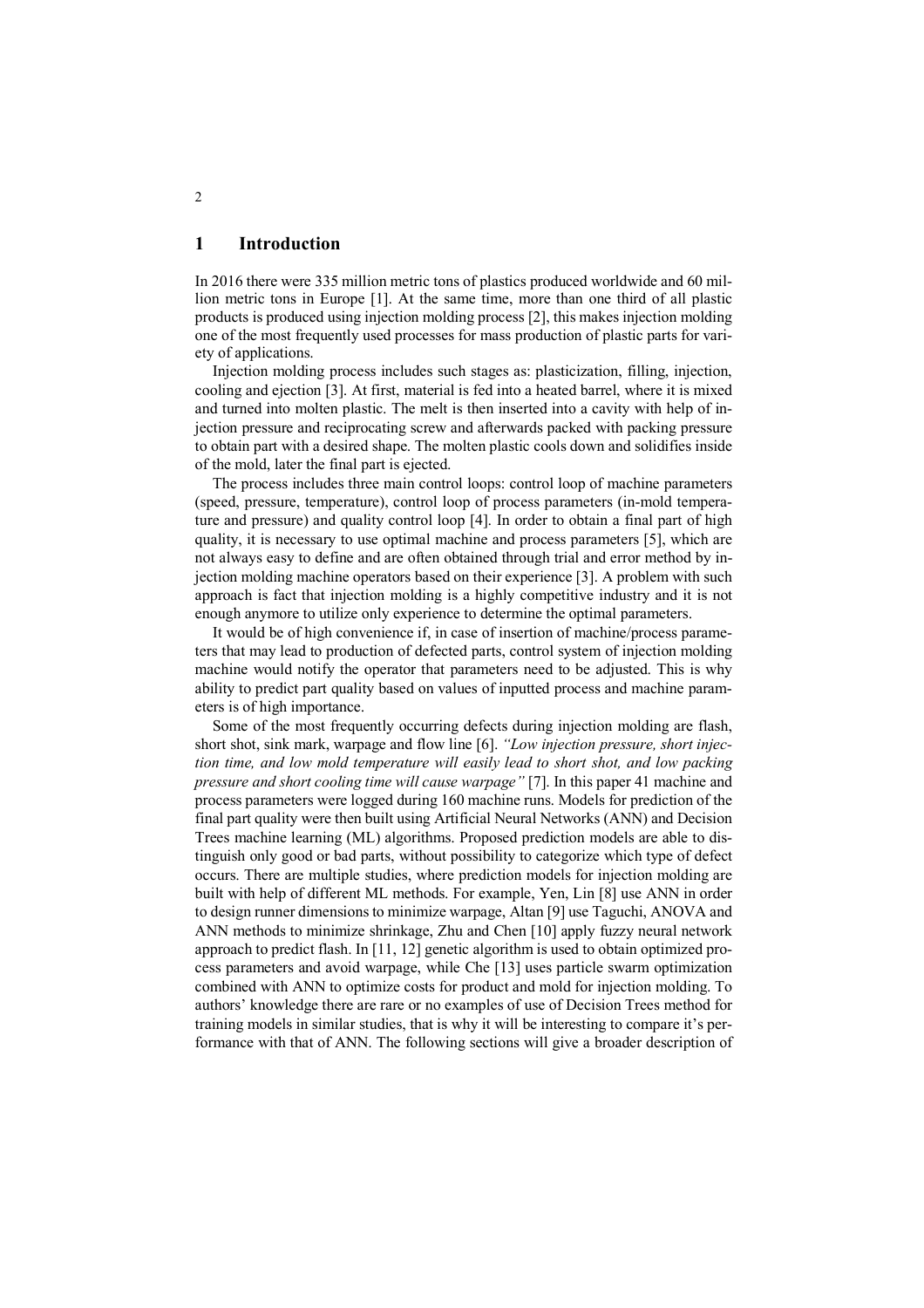## 1 Introduction

In 2016 there were 335 million metric tons of plastics produced worldwide and 60 million metric tons in Europe [1]. At the same time, more than one third of all plastic products is produced using injection molding process [2], this makes injection molding one of the most frequently used processes for mass production of plastic parts for variety of applications.

Injection molding process includes such stages as: plasticization, filling, injection, cooling and ejection [3]. At first, material is fed into a heated barrel, where it is mixed and turned into molten plastic. The melt is then inserted into a cavity with help of injection pressure and reciprocating screw and afterwards packed with packing pressure to obtain part with a desired shape. The molten plastic cools down and solidifies inside of the mold, later the final part is ejected.

The process includes three main control loops: control loop of machine parameters (speed, pressure, temperature), control loop of process parameters (in-mold temperature and pressure) and quality control loop [4]. In order to obtain a final part of high quality, it is necessary to use optimal machine and process parameters [5], which are not always easy to define and are often obtained through trial and error method by injection molding machine operators based on their experience [3]. A problem with such approach is fact that injection molding is a highly competitive industry and it is not enough anymore to utilize only experience to determine the optimal parameters.

It would be of high convenience if, in case of insertion of machine/process parameters that may lead to production of defected parts, control system of injection molding machine would notify the operator that parameters need to be adjusted. This is why ability to predict part quality based on values of inputted process and machine parameters is of high importance.

Some of the most frequently occurring defects during injection molding are flash, short shot, sink mark, warpage and flow line [6]. *"Low injection pressure, short injection time, and low mold temperature will easily lead to short shot, and low packing pressure and short cooling time will cause warpage"* [7]. In this paper 41 machine and process parameters were logged during 160 machine runs. Models for prediction of the final part quality were then built using Artificial Neural Networks (ANN) and Decision Trees machine learning (ML) algorithms. Proposed prediction models are able to distinguish only good or bad parts, without possibility to categorize which type of defect occurs. There are multiple studies, where prediction models for injection molding are built with help of different ML methods. For example, Yen, Lin [8] use ANN in order to design runner dimensions to minimize warpage, Altan [9] use Taguchi, ANOVA and ANN methods to minimize shrinkage, Zhu and Chen [10] apply fuzzy neural network approach to predict flash. In [11, 12] genetic algorithm is used to obtain optimized process parameters and avoid warpage, while Che [13] uses particle swarm optimization combined with ANN to optimize costs for product and mold for injection molding. To authors' knowledge there are rare or no examples of use of Decision Trees method for training models in similar studies, that is why it will be interesting to compare it's performance with that of ANN. The following sections will give a broader description of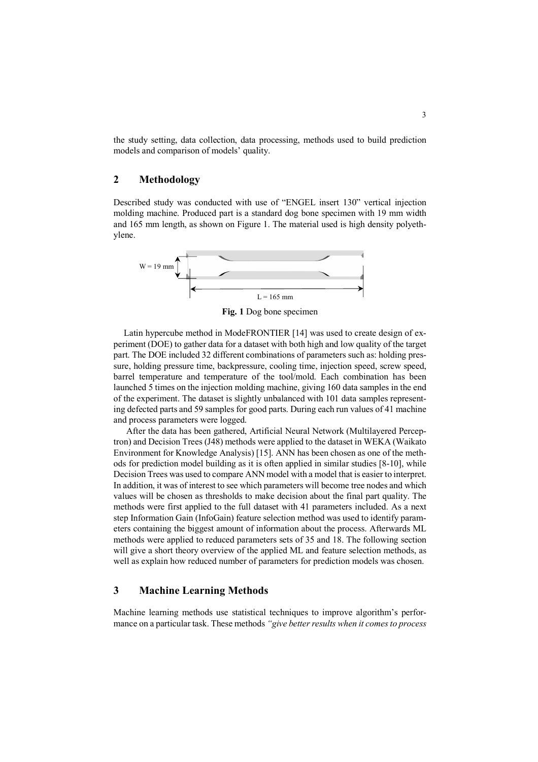the study setting, data collection, data processing, methods used to build prediction models and comparison of models' quality.

## 2 Methodology

Described study was conducted with use of "ENGEL insert 130" vertical injection molding machine. Produced part is a standard dog bone specimen with 19 mm width and 165 mm length, as shown on Figure 1. The material used is high density polyethylene.

W = 19 mm

L = 165 mm

**Fig. 1** Dog bone specimen

Latin hypercube method in ModeFRONTIER [14] was used to create design of experiment (DOE) to gather data for a dataset with both high and low quality of the target part. The DOE included 32 different combinations of parameters such as: holding pressure, holding pressure time, backpressure, cooling time, injection speed, screw speed, barrel temperature and temperature of the tool/mold. Each combination has been launched 5 times on the injection molding machine, giving 160 data samples in the end of the experiment. The dataset is slightly unbalanced with 101 data samples representing defected parts and 59 samples for good parts. During each run values of 41 machine and process parameters were logged.

After the data has been gathered, Artificial Neural Network (Multilayered Perceptron) and Decision Trees (J48) methods were applied to the dataset in WEKA (Waikato Environment for Knowledge Analysis) [15]. ANN has been chosen as one of the methods for prediction model building as it is often applied in similar studies [8-10], while Decision Trees was used to compare ANN model with a model that is easier to interpret. In addition, it was of interest to see which parameters will become tree nodes and which values will be chosen as thresholds to make decision about the final part quality. The methods were first applied to the full dataset with 41 parameters included. As a next step Information Gain (InfoGain) feature selection method was used to identify parameters containing the biggest amount of information about the process. Afterwards ML methods were applied to reduced parameters sets of 35 and 18. The following section will give a short theory overview of the applied ML and feature selection methods, as well as explain how reduced number of parameters for prediction models was chosen.

## 3 Machine Learning Methods

Machine learning methods use statistical techniques to improve algorithm's performance on a particular task. These methods *"give better results when it comes to process*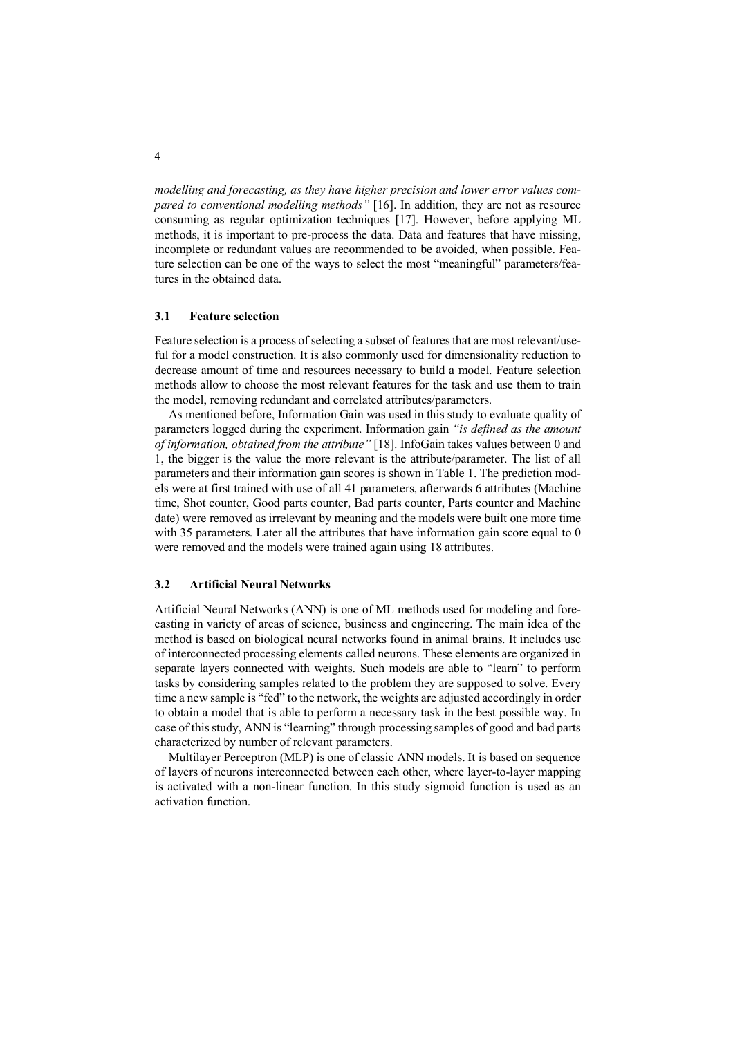*modelling and forecasting, as they have higher precision and lower error values compared to conventional modelling methods"* [16]. In addition, they are not as resource consuming as regular optimization techniques [17]. However, before applying ML methods, it is important to pre-process the data. Data and features that have missing, incomplete or redundant values are recommended to be avoided, when possible. Feature selection can be one of the ways to select the most "meaningful" parameters/features in the obtained data.

### 3.1 Feature selection

Feature selection is a process of selecting a subset of features that are most relevant/useful for a model construction. It is also commonly used for dimensionality reduction to decrease amount of time and resources necessary to build a model. Feature selection methods allow to choose the most relevant features for the task and use them to train the model, removing redundant and correlated attributes/parameters.

As mentioned before, Information Gain was used in this study to evaluate quality of parameters logged during the experiment. Information gain *"is defined as the amount of information, obtained from the attribute"* [18]. InfoGain takes values between 0 and 1, the bigger is the value the more relevant is the attribute/parameter. The list of all parameters and their information gain scores is shown in Table 1. The prediction models were at first trained with use of all 41 parameters, afterwards 6 attributes (Machine time, Shot counter, Good parts counter, Bad parts counter, Parts counter and Machine date) were removed as irrelevant by meaning and the models were built one more time with 35 parameters. Later all the attributes that have information gain score equal to 0 were removed and the models were trained again using 18 attributes.

### 3.2 Artificial Neural Networks

Artificial Neural Networks (ANN) is one of ML methods used for modeling and forecasting in variety of areas of science, business and engineering. The main idea of the method is based on biological neural networks found in animal brains. It includes use of interconnected processing elements called neurons. These elements are organized in separate layers connected with weights. Such models are able to "learn" to perform tasks by considering samples related to the problem they are supposed to solve. Every time a new sample is "fed" to the network, the weights are adjusted accordingly in order to obtain a model that is able to perform a necessary task in the best possible way. In case of this study, ANN is "learning" through processing samples of good and bad parts characterized by number of relevant parameters.

Multilayer Perceptron (MLP) is one of classic ANN models. It is based on sequence of layers of neurons interconnected between each other, where layer-to-layer mapping is activated with a non-linear function. In this study sigmoid function is used as an activation function.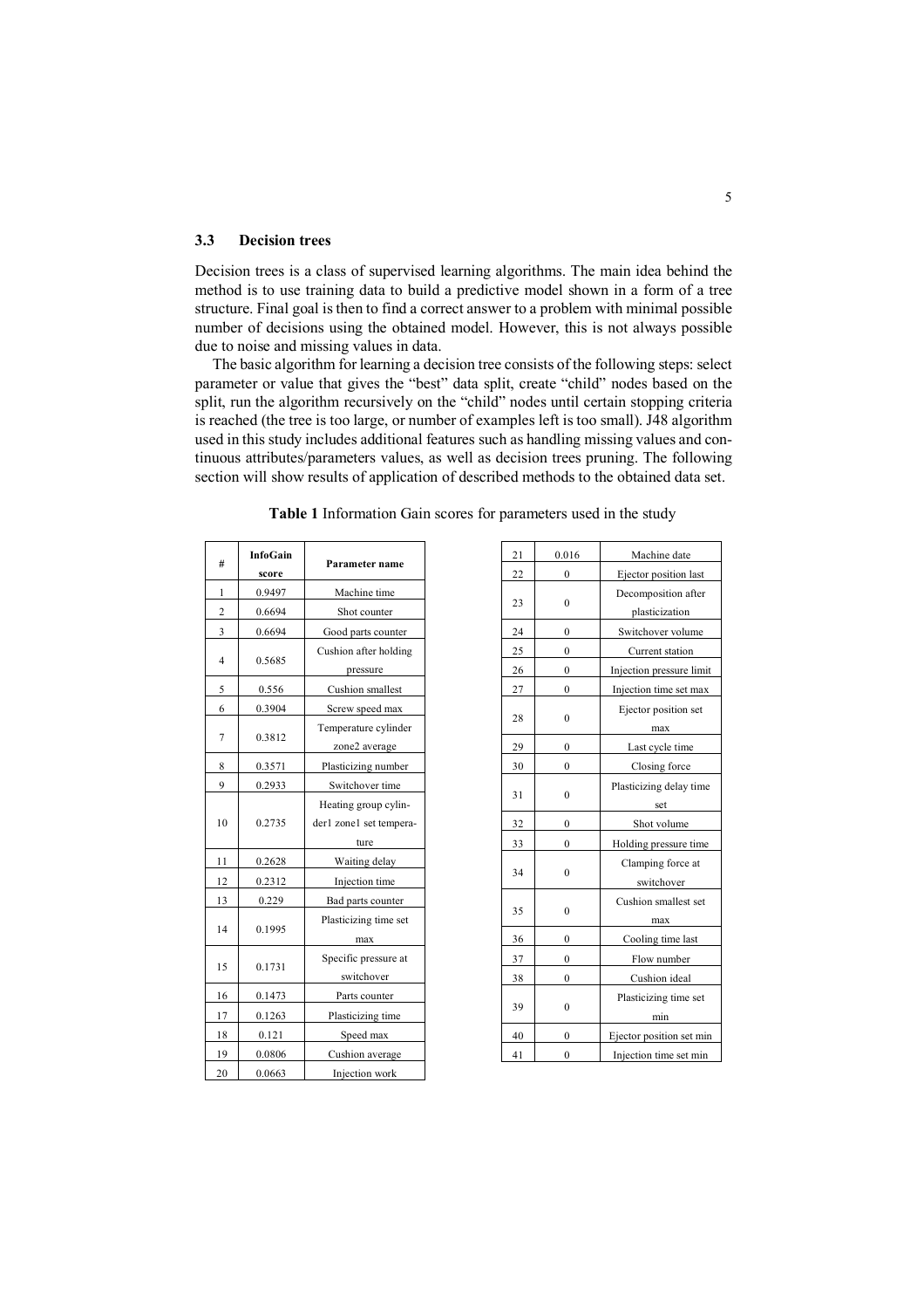### 3.3 Decision trees

Decision trees is a class of supervised learning algorithms. The main idea behind the method is to use training data to build a predictive model shown in a form of a tree structure. Final goal is then to find a correct answer to a problem with minimal possible number of decisions using the obtained model. However, this is not always possible due to noise and missing values in data.

The basic algorithm for learning a decision tree consists of the following steps: select parameter or value that gives the "best" data split, create "child" nodes based on the split, run the algorithm recursively on the "child" nodes until certain stopping criteria is reached (the tree is too large, or number of examples left is too small). J48 algorithm used in this study includes additional features such as handling missing values and continuous attributes/parameters values, as well as decision trees pruning. The following section will show results of application of described methods to the obtained data set.

**Table 1** Information Gain scores for parameters used in the study

| # | InfoGain score | Parameter name |
|---|---|---|
| 1 | 0.9497 | Machine time |
| 2 | 0.6694 | Shot counter |
| 3 | 0.6694 | Good parts counter |
| 4 | 0.5685 | Cushion after holding pressure |
| 5 | 0.556 | Cushion smallest |
| 6 | 0.3904 | Screw speed max |
| 7 | 0.3812 | Temperature cylinder zone2 average |
| 8 | 0.3571 | Plasticizing number |
| 9 | 0.2933 | Switchover time |
| 10 | 0.2735 | Heating group cylinder1 zone1 set temperature |
| 11 | 0.2628 | Waiting delay |
| 12 | 0.2312 | Injection time |
| 13 | 0.229 | Bad parts counter |
| 14 | 0.1995 | Plasticizing time set max |
| 15 | 0.1731 | Specific pressure at switchover |
| 16 | 0.1473 | Parts counter |
| 17 | 0.1263 | Plasticizing time |
| 18 | 0.121 | Speed max |
| 19 | 0.0806 | Cushion average |
| 20 | 0.0663 | Injection work |
| 21 | 0.016 | Machine date |
| 22 | 0 | Ejector position last |
| 23 | 0 | Decomposition after plasticization |
| 24 | 0 | Switchover volume |
| 25 | 0 | Current station |
| 26 | 0 | Injection pressure limit |
| 27 | 0 | Injection time set max |
| 28 | 0 | Ejector position set max |
| 29 | 0 | Last cycle time |
| 30 | 0 | Closing force |
| 31 | 0 | Plasticizing delay time set |
| 32 | 0 | Shot volume |
| 33 | 0 | Holding pressure time |
| 34 | 0 | Clamping force at switchover |
| 35 | 0 | Cushion smallest set max |
| 36 | 0 | Cooling time last |
| 37 | 0 | Flow number |
| 38 | 0 | Cushion ideal |
| 39 | 0 | Plasticizing time set min |
| 40 | 0 | Ejector position set min |
| 41 | 0 | Injection time set min |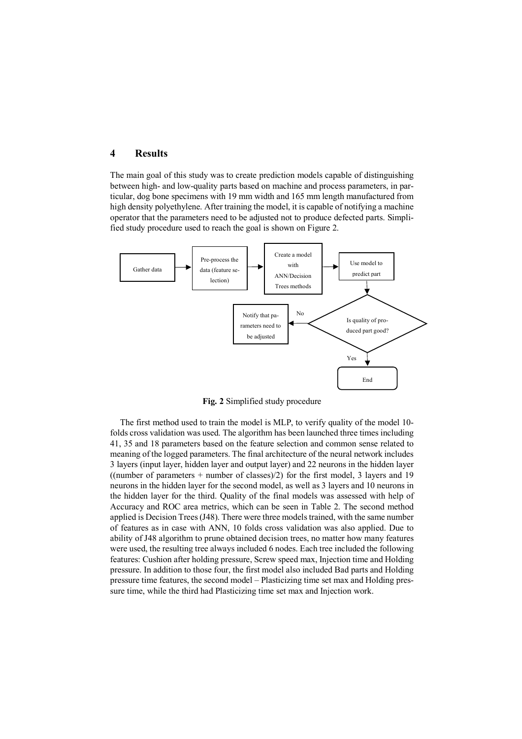# 4 Results

The main goal of this study was to create prediction models capable of distinguishing between high- and low-quality parts based on machine and process parameters, in particular, dog bone specimens with 19 mm width and 165 mm length manufactured from high density polyethylene. After training the model, it is capable of notifying a machine operator that the parameters need to be adjusted not to produce defected parts. Simplified study procedure used to reach the goal is shown on Figure 2.

Gather data → Pre-process the data (feature selection) → Create a model with ANN/Decision Trees methods → Use model to predict part → Is quality of produced part good? — No → Notify that parameters need to be adjusted; Yes → End

**Fig. 2** Simplified study procedure

The first method used to train the model is MLP, to verify quality of the model 10-folds cross validation was used. The algorithm has been launched three times including 41, 35 and 18 parameters based on the feature selection and common sense related to meaning of the logged parameters. The final architecture of the neural network includes 3 layers (input layer, hidden layer and output layer) and 22 neurons in the hidden layer ((number of parameters + number of classes)/2) for the first model, 3 layers and 19 neurons in the hidden layer for the second model, as well as 3 layers and 10 neurons in the hidden layer for the third. Quality of the final models was assessed with help of Accuracy and ROC area metrics, which can be seen in Table 2. The second method applied is Decision Trees (J48). There were three models trained, with the same number of features as in case with ANN, 10 folds cross validation was also applied. Due to ability of J48 algorithm to prune obtained decision trees, no matter how many features were used, the resulting tree always included 6 nodes. Each tree included the following features: Cushion after holding pressure, Screw speed max, Injection time and Holding pressure. In addition to those four, the first model also included Bad parts and Holding pressure time features, the second model – Plasticizing time set max and Holding pressure time, while the third had Plasticizing time set max and Injection work.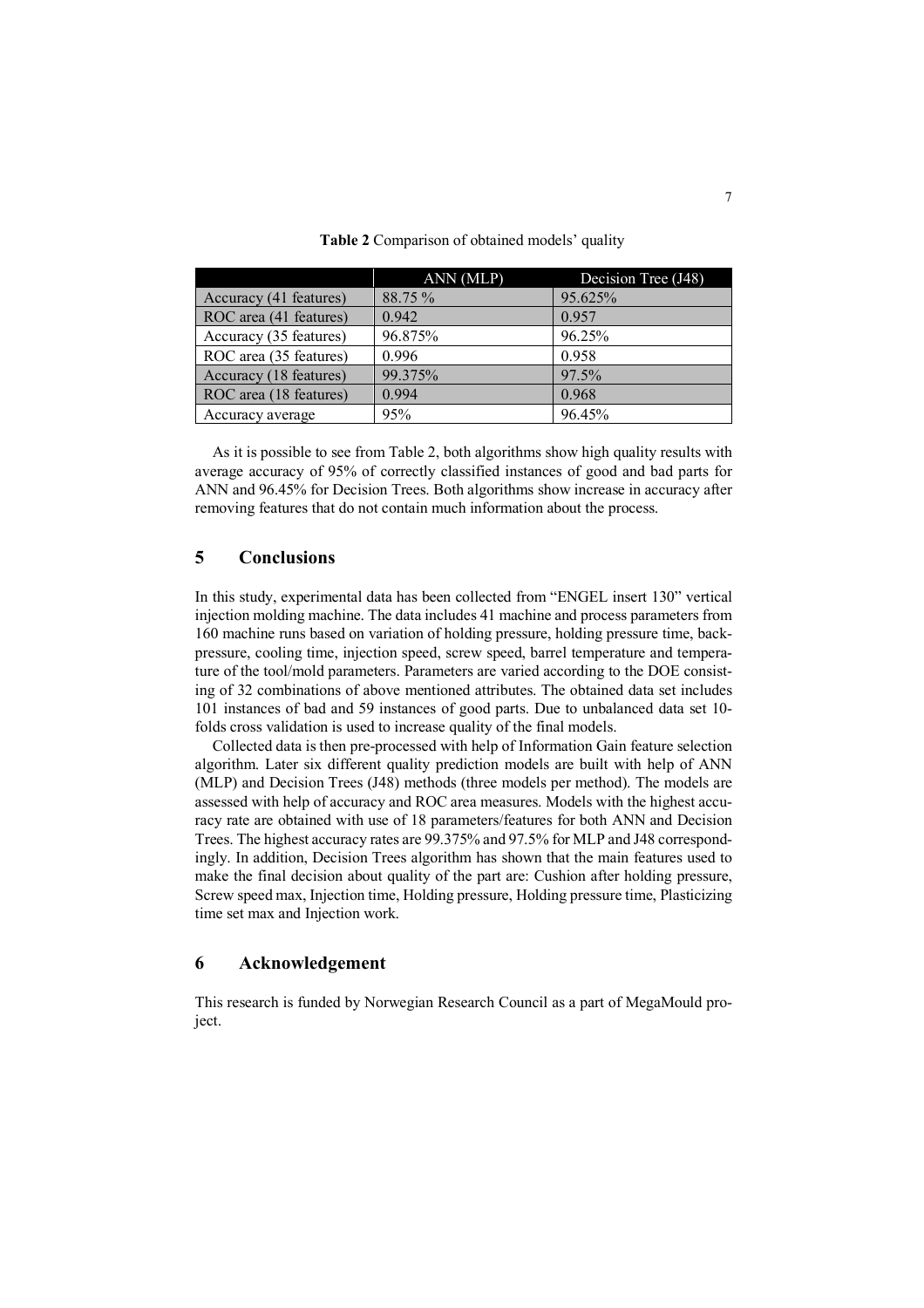**Table 2** Comparison of obtained models' quality

| | ANN (MLP) | Decision Tree (J48) |
|---|---|---|
| Accuracy (41 features) | 88.75 % | 95.625% |
| ROC area (41 features) | 0.942 | 0.957 |
| Accuracy (35 features) | 96.875% | 96.25% |
| ROC area (35 features) | 0.996 | 0.958 |
| Accuracy (18 features) | 99.375% | 97.5% |
| ROC area (18 features) | 0.994 | 0.968 |
| Accuracy average | 95% | 96.45% |

As it is possible to see from Table 2, both algorithms show high quality results with average accuracy of 95% of correctly classified instances of good and bad parts for ANN and 96.45% for Decision Trees. Both algorithms show increase in accuracy after removing features that do not contain much information about the process.

## 5 Conclusions

In this study, experimental data has been collected from "ENGEL insert 130" vertical injection molding machine. The data includes 41 machine and process parameters from 160 machine runs based on variation of holding pressure, holding pressure time, back-pressure, cooling time, injection speed, screw speed, barrel temperature and temperature of the tool/mold parameters. Parameters are varied according to the DOE consisting of 32 combinations of above mentioned attributes. The obtained data set includes 101 instances of bad and 59 instances of good parts. Due to unbalanced data set 10-folds cross validation is used to increase quality of the final models.

Collected data is then pre-processed with help of Information Gain feature selection algorithm. Later six different quality prediction models are built with help of ANN (MLP) and Decision Trees (J48) methods (three models per method). The models are assessed with help of accuracy and ROC area measures. Models with the highest accuracy rate are obtained with use of 18 parameters/features for both ANN and Decision Trees. The highest accuracy rates are 99.375% and 97.5% for MLP and J48 correspondingly. In addition, Decision Trees algorithm has shown that the main features used to make the final decision about quality of the part are: Cushion after holding pressure, Screw speed max, Injection time, Holding pressure, Holding pressure time, Plasticizing time set max and Injection work.

## 6 Acknowledgement

This research is funded by Norwegian Research Council as a part of MegaMould project.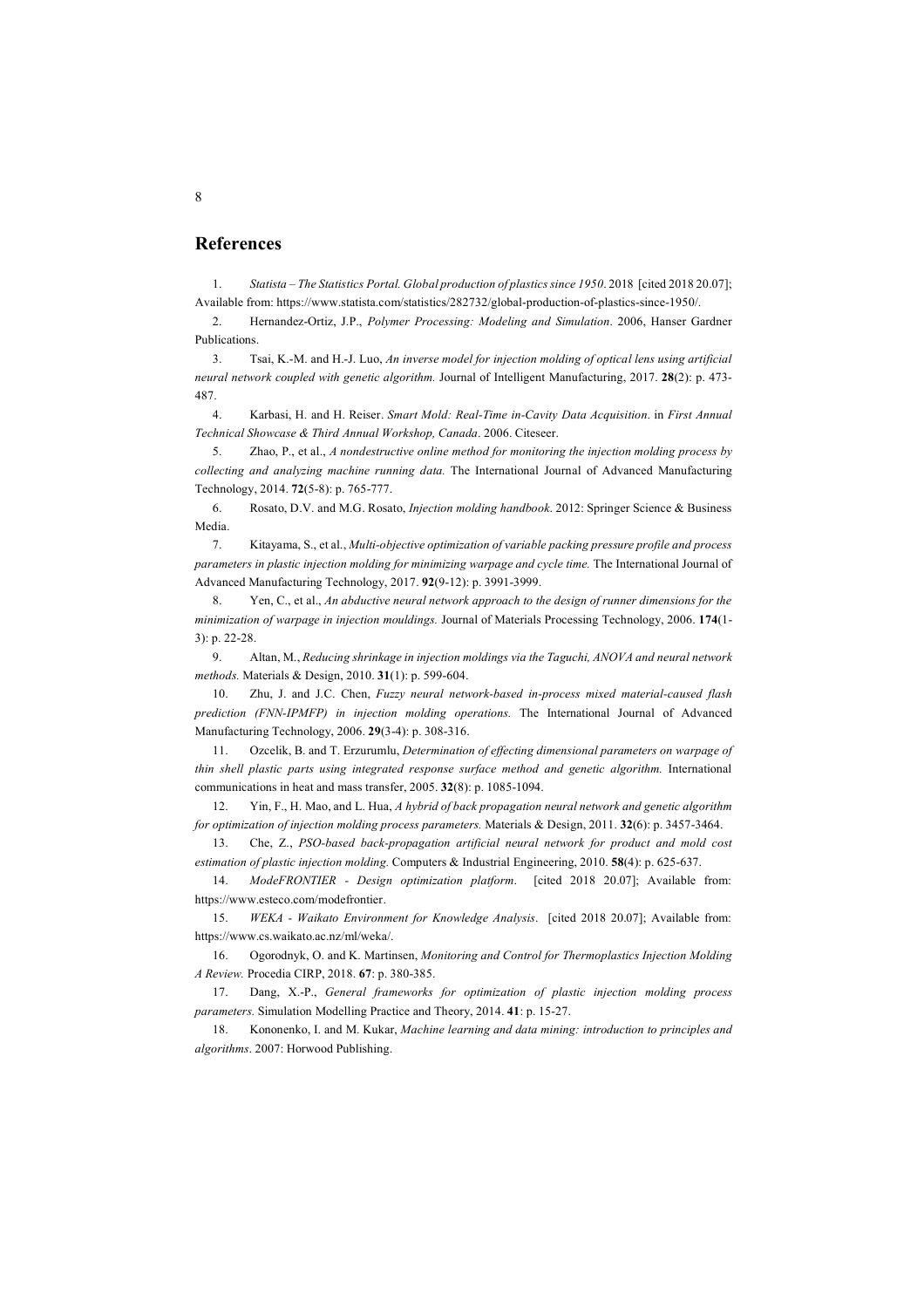## References

1. *Statista – The Statistics Portal. Global production of plastics since 1950*. 2018 [cited 2018 20.07]; Available from: https://www.statista.com/statistics/282732/global-production-of-plastics-since-1950/.
2. Hernandez-Ortiz, J.P., *Polymer Processing: Modeling and Simulation*. 2006, Hanser Gardner Publications.
3. Tsai, K.-M. and H.-J. Luo, *An inverse model for injection molding of optical lens using artificial neural network coupled with genetic algorithm.* Journal of Intelligent Manufacturing, 2017. **28**(2): p. 473-487.
4. Karbasi, H. and H. Reiser. *Smart Mold: Real-Time in-Cavity Data Acquisition*. in *First Annual Technical Showcase & Third Annual Workshop, Canada*. 2006. Citeseer.
5. Zhao, P., et al., *A nondestructive online method for monitoring the injection molding process by collecting and analyzing machine running data.* The International Journal of Advanced Manufacturing Technology, 2014. **72**(5-8): p. 765-777.
6. Rosato, D.V. and M.G. Rosato, *Injection molding handbook*. 2012: Springer Science & Business Media.
7. Kitayama, S., et al., *Multi-objective optimization of variable packing pressure profile and process parameters in plastic injection molding for minimizing warpage and cycle time.* The International Journal of Advanced Manufacturing Technology, 2017. **92**(9-12): p. 3991-3999.
8. Yen, C., et al., *An abductive neural network approach to the design of runner dimensions for the minimization of warpage in injection mouldings.* Journal of Materials Processing Technology, 2006. **174**(1-3): p. 22-28.
9. Altan, M., *Reducing shrinkage in injection moldings via the Taguchi, ANOVA and neural network methods.* Materials & Design, 2010. **31**(1): p. 599-604.
10. Zhu, J. and J.C. Chen, *Fuzzy neural network-based in-process mixed material-caused flash prediction (FNN-IPMFP) in injection molding operations.* The International Journal of Advanced Manufacturing Technology, 2006. **29**(3-4): p. 308-316.
11. Ozcelik, B. and T. Erzurumlu, *Determination of effecting dimensional parameters on warpage of thin shell plastic parts using integrated response surface method and genetic algorithm.* International communications in heat and mass transfer, 2005. **32**(8): p. 1085-1094.
12. Yin, F., H. Mao, and L. Hua, *A hybrid of back propagation neural network and genetic algorithm for optimization of injection molding process parameters.* Materials & Design, 2011. **32**(6): p. 3457-3464.
13. Che, Z., *PSO-based back-propagation artificial neural network for product and mold cost estimation of plastic injection molding.* Computers & Industrial Engineering, 2010. **58**(4): p. 625-637.
14. *ModeFRONTIER - Design optimization platform*. [cited 2018 20.07]; Available from: https://www.esteco.com/modefrontier.
15. *WEKA - Waikato Environment for Knowledge Analysis*. [cited 2018 20.07]; Available from: https://www.cs.waikato.ac.nz/ml/weka/.
16. Ogorodnyk, O. and K. Martinsen, *Monitoring and Control for Thermoplastics Injection Molding A Review.* Procedia CIRP, 2018. **67**: p. 380-385.
17. Dang, X.-P., *General frameworks for optimization of plastic injection molding process parameters.* Simulation Modelling Practice and Theory, 2014. **41**: p. 15-27.
18. Kononenko, I. and M. Kukar, *Machine learning and data mining: introduction to principles and algorithms*. 2007: Horwood Publishing.